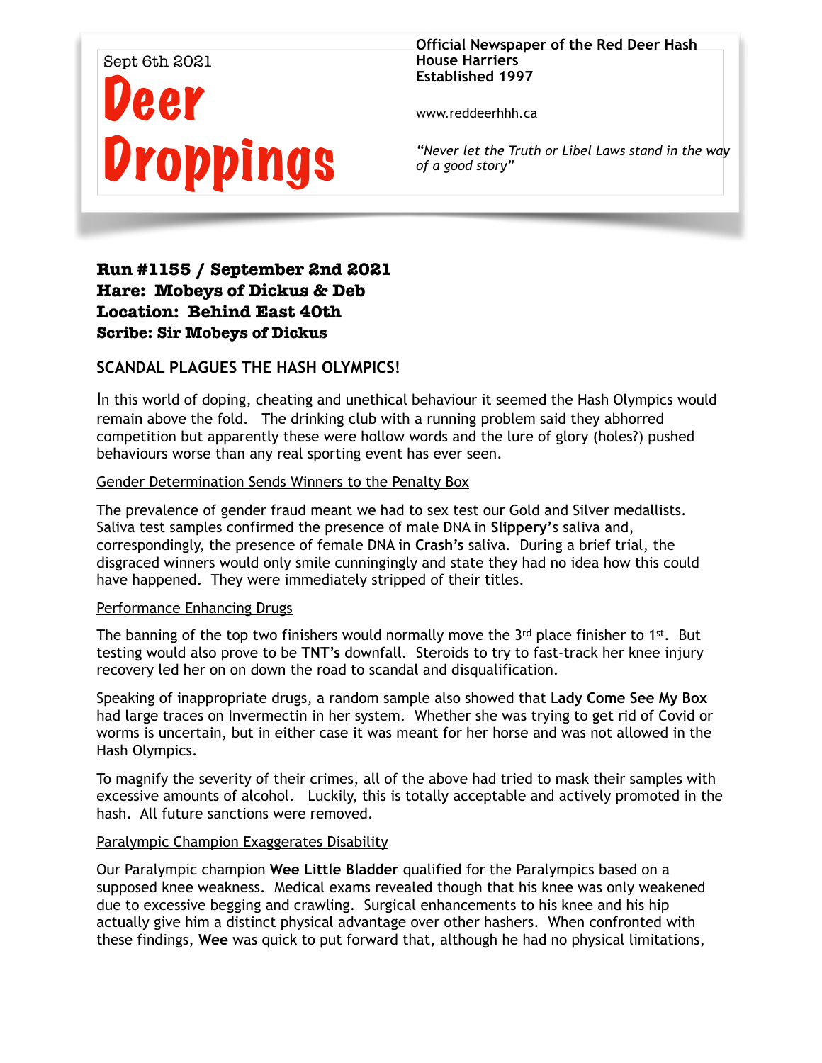Sept 6th 2021

# Deer Droppings

**Official Newspaper of the Red Deer Hash House Harriers**
**Established 1997**

www.reddeerhhh.ca

*"Never let the Truth or Libel Laws stand in the way of a good story"*

**Run #1155 / September 2nd 2021**
**Hare: Mobeys of Dickus & Deb**
**Location: Behind East 40th**
**Scribe: Sir Mobeys of Dickus**

## SCANDAL PLAGUES THE HASH OLYMPICS!

In this world of doping, cheating and unethical behaviour it seemed the Hash Olympics would remain above the fold. The drinking club with a running problem said they abhorred competition but apparently these were hollow words and the lure of glory (holes?) pushed behaviours worse than any real sporting event has ever seen.

Gender Determination Sends Winners to the Penalty Box

The prevalence of gender fraud meant we had to sex test our Gold and Silver medallists. Saliva test samples confirmed the presence of male DNA in **Slippery**'s saliva and, correspondingly, the presence of female DNA in **Crash's** saliva. During a brief trial, the disgraced winners would only smile cunningingly and state they had no idea how this could have happened. They were immediately stripped of their titles.

Performance Enhancing Drugs

The banning of the top two finishers would normally move the 3rd place finisher to 1st. But testing would also prove to be **TNT's** downfall. Steroids to try to fast-track her knee injury recovery led her on on down the road to scandal and disqualification.

Speaking of inappropriate drugs, a random sample also showed that **Lady Come See My Box** had large traces on Invermectin in her system. Whether she was trying to get rid of Covid or worms is uncertain, but in either case it was meant for her horse and was not allowed in the Hash Olympics.

To magnify the severity of their crimes, all of the above had tried to mask their samples with excessive amounts of alcohol. Luckily, this is totally acceptable and actively promoted in the hash. All future sanctions were removed.

Paralympic Champion Exaggerates Disability

Our Paralympic champion **Wee Little Bladder** qualified for the Paralympics based on a supposed knee weakness. Medical exams revealed though that his knee was only weakened due to excessive begging and crawling. Surgical enhancements to his knee and his hip actually give him a distinct physical advantage over other hashers. When confronted with these findings, **Wee** was quick to put forward that, although he had no physical limitations,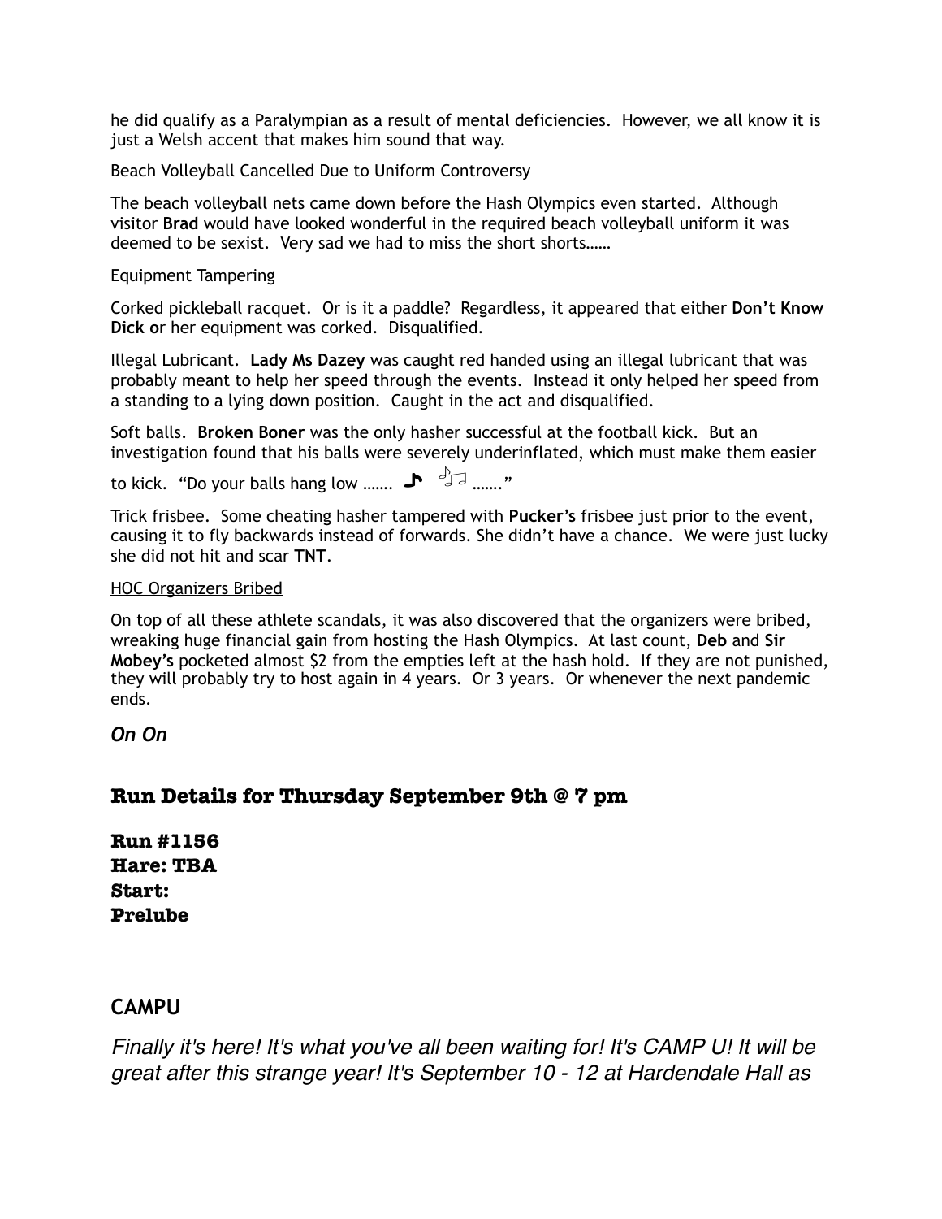he did qualify as a Paralympian as a result of mental deficiencies. However, we all know it is just a Welsh accent that makes him sound that way.

Beach Volleyball Cancelled Due to Uniform Controversy

The beach volleyball nets came down before the Hash Olympics even started. Although visitor **Brad** would have looked wonderful in the required beach volleyball uniform it was deemed to be sexist. Very sad we had to miss the short shorts……

Equipment Tampering

Corked pickleball racquet. Or is it a paddle? Regardless, it appeared that either **Don't Know Dick o**r her equipment was corked. Disqualified.

Illegal Lubricant. **Lady Ms Dazey** was caught red handed using an illegal lubricant that was probably meant to help her speed through the events. Instead it only helped her speed from a standing to a lying down position. Caught in the act and disqualified.

Soft balls. **Broken Boner** was the only hasher successful at the football kick. But an investigation found that his balls were severely underinflated, which must make them easier to kick. "Do your balls hang low ……. ♪ ♫ ……."

Trick frisbee. Some cheating hasher tampered with **Pucker's** frisbee just prior to the event, causing it to fly backwards instead of forwards. She didn't have a chance. We were just lucky she did not hit and scar **TNT**.

HOC Organizers Bribed

On top of all these athlete scandals, it was also discovered that the organizers were bribed, wreaking huge financial gain from hosting the Hash Olympics. At last count, **Deb** and **Sir Mobey's** pocketed almost $2 from the empties left at the hash hold. If they are not punished, they will probably try to host again in 4 years. Or 3 years. Or whenever the next pandemic ends.

***On On***

## Run Details for Thursday September 9th @ 7 pm

**Run #1156**
**Hare: TBA**
**Start:**
**Prelube**

## CAMPU

*Finally it's here! It's what you've all been waiting for! It's CAMP U! It will be great after this strange year! It's September 10 - 12 at Hardendale Hall as*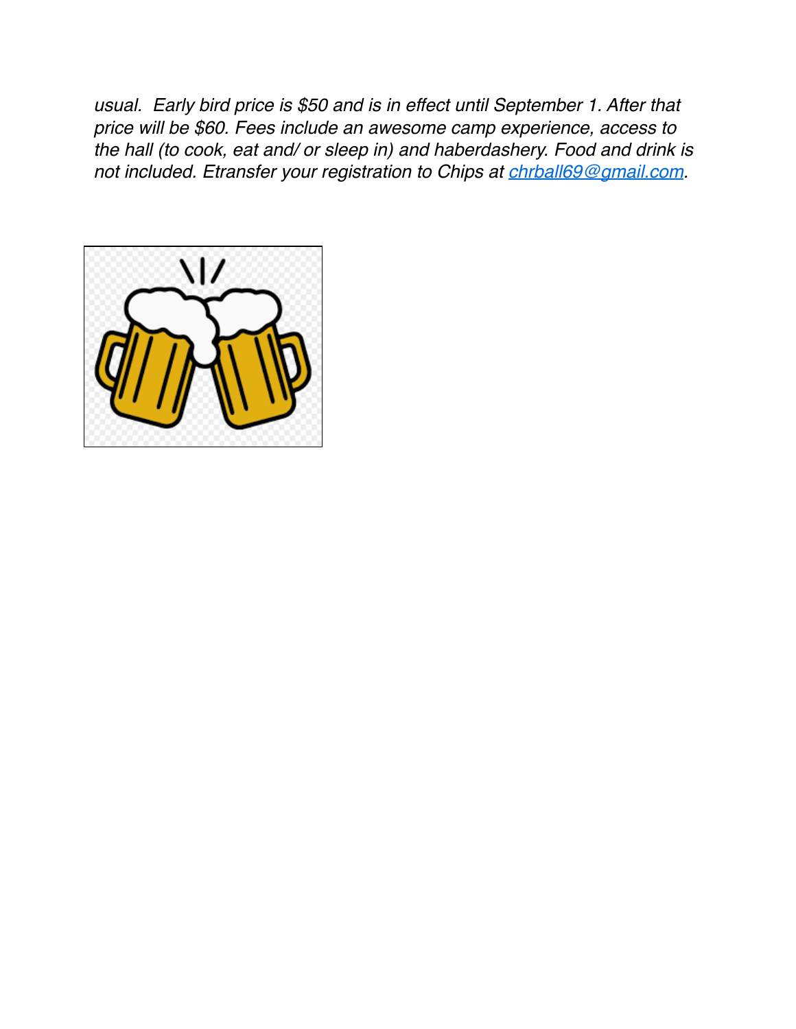*usual.  Early bird price is $50 and is in effect until September 1. After that price will be $60. Fees include an awesome camp experience, access to the hall (to cook, eat and/ or sleep in) and haberdashery. Food and drink is not included. Etransfer your registration to Chips at [chrball69@gmail.com](mailto:chrball69@gmail.com).*